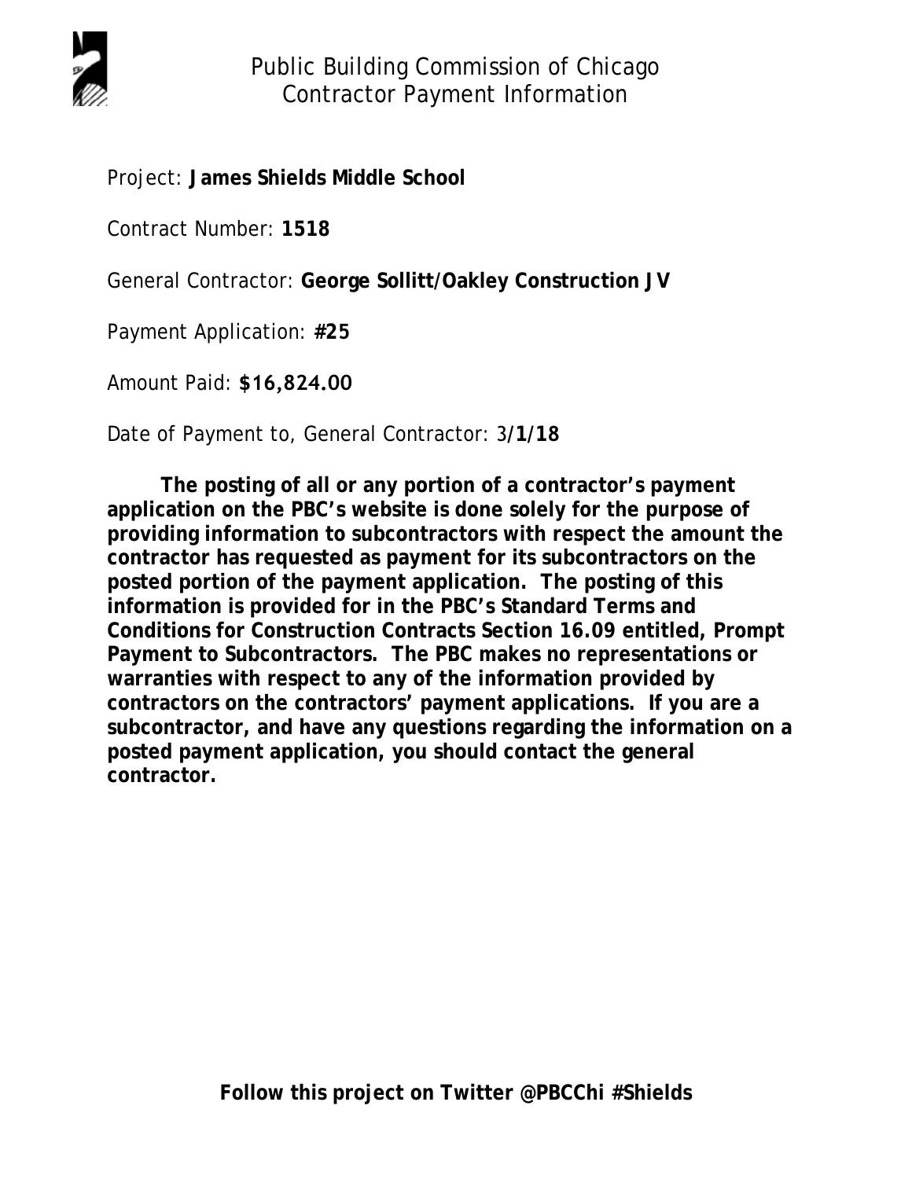# Public Building Commission of Chicago
## Contractor Payment Information

Project: **James Shields Middle School**

Contract Number: **1518**

General Contractor: **George Sollitt/Oakley Construction JV**

Payment Application: **#25**

Amount Paid: **$16,824.00**

Date of Payment to, General Contractor: 3**/1/18**

**The posting of all or any portion of a contractor's payment application on the PBC's website is done solely for the purpose of providing information to subcontractors with respect the amount the contractor has requested as payment for its subcontractors on the posted portion of the payment application. The posting of this information is provided for in the PBC's Standard Terms and Conditions for Construction Contracts Section 16.09 entitled, Prompt Payment to Subcontractors. The PBC makes no representations or warranties with respect to any of the information provided by contractors on the contractors' payment applications. If you are a subcontractor, and have any questions regarding the information on a posted payment application, you should contact the general contractor.**

**Follow this project on Twitter @PBCChi #Shields**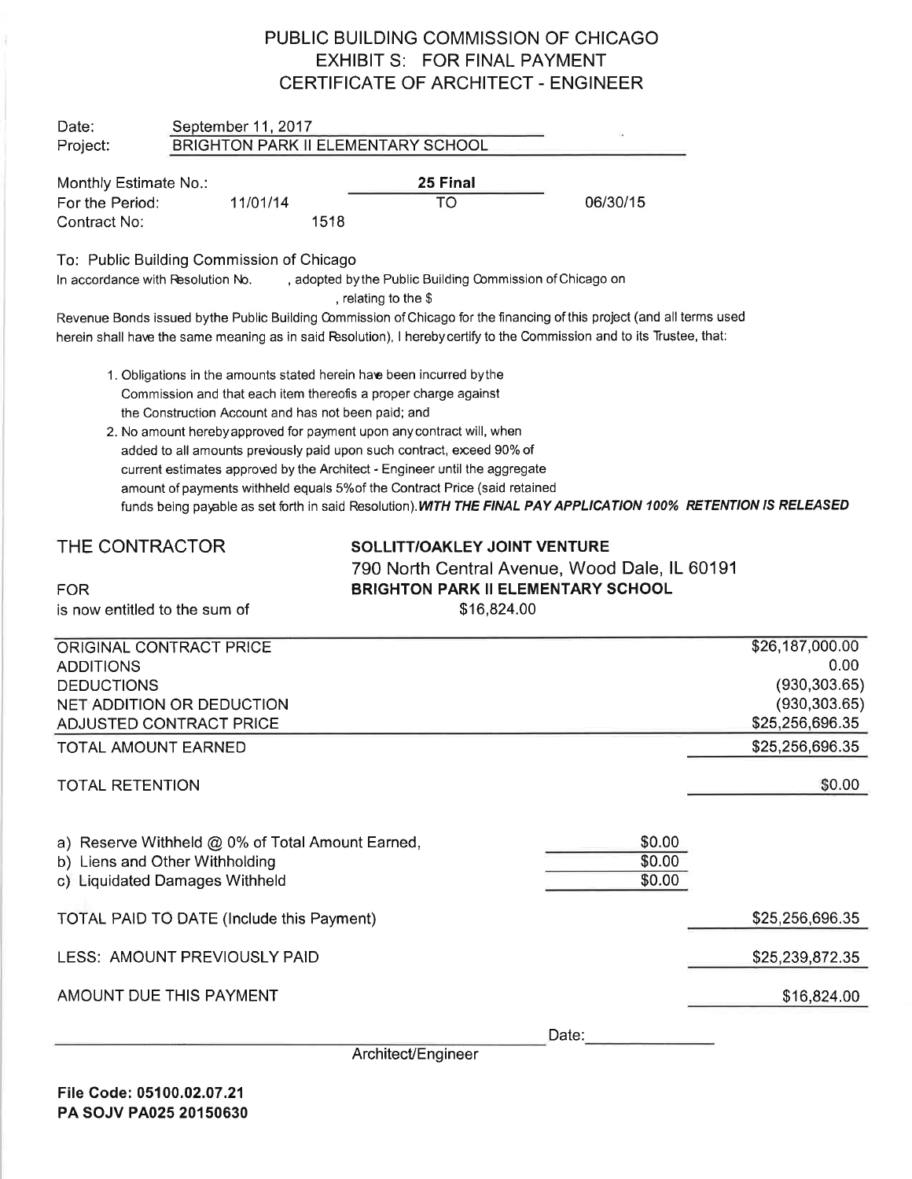# PUBLIC BUILDING COMMISSION OF CHICAGO
## EXHIBIT S: FOR FINAL PAYMENT
## CERTIFICATE OF ARCHITECT - ENGINEER

Date: September 11, 2017
Project: BRIGHTON PARK II ELEMENTARY SCHOOL

Monthly Estimate No.: **25 Final**
For the Period: 11/01/14 TO 06/30/15
Contract No: 1518

To: Public Building Commission of Chicago
In accordance with Resolution No. , adopted by the Public Building Commission of Chicago on , relating to the $ Revenue Bonds issued by the Public Building Commission of Chicago for the financing of this project (and all terms used herein shall have the same meaning as in said Resolution), I hereby certify to the Commission and to its Trustee, that:

1. Obligations in the amounts stated herein have been incurred by the Commission and that each item thereof is a proper charge against the Construction Account and has not been paid; and
2. No amount hereby approved for payment upon any contract will, when added to all amounts previously paid upon such contract, exceed 90% of current estimates approved by the Architect - Engineer until the aggregate amount of payments withheld equals 5% of the Contract Price (said retained funds being payable as set forth in said Resolution). ***WITH THE FINAL PAY APPLICATION 100% RETENTION IS RELEASED***

THE CONTRACTOR **SOLLITT/OAKLEY JOINT VENTURE**
790 North Central Avenue, Wood Dale, IL 60191
FOR **BRIGHTON PARK II ELEMENTARY SCHOOL**
is now entitled to the sum of $16,824.00

| | | |
|---|---|---|
| ORIGINAL CONTRACT PRICE | | $26,187,000.00 |
| ADDITIONS | | 0.00 |
| DEDUCTIONS | | (930,303.65) |
| NET ADDITION OR DEDUCTION | | (930,303.65) |
| ADJUSTED CONTRACT PRICE | | $25,256,696.35 |
| TOTAL AMOUNT EARNED | | $25,256,696.35 |
| TOTAL RETENTION | | $0.00 |
| a) Reserve Withheld @ 0% of Total Amount Earned, | $0.00 | |
| b) Liens and Other Withholding | $0.00 | |
| c) Liquidated Damages Withheld | $0.00 | |
| TOTAL PAID TO DATE (Include this Payment) | | $25,256,696.35 |
| LESS: AMOUNT PREVIOUSLY PAID | | $25,239,872.35 |
| AMOUNT DUE THIS PAYMENT | | $16,824.00 |

_______________________________ Date: __________
Architect/Engineer

**File Code: 05100.02.07.21**
**PA SOJV PA025 20150630**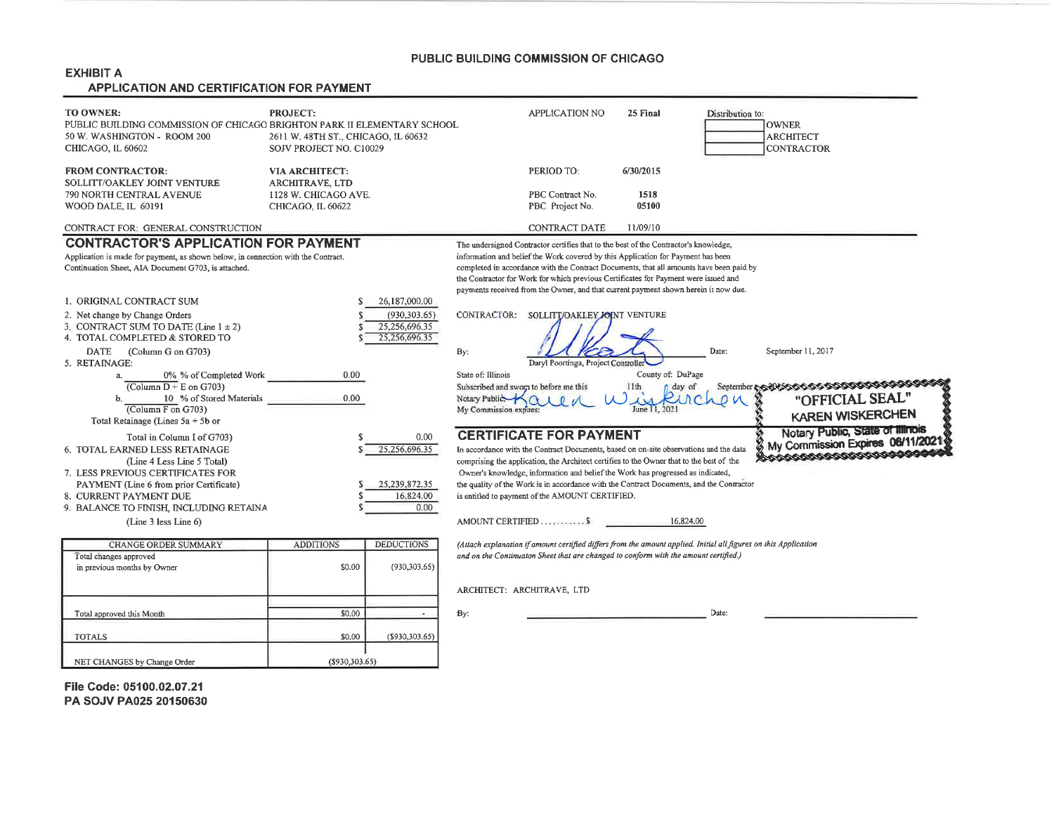PUBLIC BUILDING COMMISSION OF CHICAGO

**EXHIBIT A**

## APPLICATION AND CERTIFICATION FOR PAYMENT

**TO OWNER:**
PUBLIC BUILDING COMMISSION OF CHICAGO
50 W. WASHINGTON - ROOM 200
CHICAGO, IL 60602

**PROJECT:**
BRIGHTON PARK II ELEMENTARY SCHOOL
2611 W. 48TH ST., CHICAGO, IL 60632
SOJV PROJECT NO. C10029

APPLICATION NO: 25 Final

Distribution to:
- OWNER
- ARCHITECT
- CONTRACTOR

**FROM CONTRACTOR:**
SOLLITT/OAKLEY JOINT VENTURE
790 NORTH CENTRAL AVENUE
WOOD DALE, IL 60191

**VIA ARCHITECT:**
ARCHITRAVE, LTD
1128 W. CHICAGO AVE.
CHICAGO, IL 60622

PERIOD TO: 6/30/2015

PBC Contract No. 1518
PBC Project No. 05100

CONTRACT FOR: GENERAL CONSTRUCTION

CONTRACT DATE 11/09/10

## CONTRACTOR'S APPLICATION FOR PAYMENT

Application is made for payment, as shown below, in connection with the Contract. Continuation Sheet, AIA Document G703, is attached.

1. ORIGINAL CONTRACT SUM $ 26,187,000.00
2. Net change by Change Orders $ (930,303.65)
3. CONTRACT SUM TO DATE (Line 1 ± 2) $ 25,256,696.35
4. TOTAL COMPLETED & STORED TO DATE (Column G on G703) $ 25,256,696.35
5. RETAINAGE:
   a. 0% % of Completed Work (Column D + E on G703) 0.00
   b. 10 % of Stored Materials (Column F on G703) 0.00

   Total Retainage (Lines 5a + 5b or Total in Column I of G703) $ 0.00
6. TOTAL EARNED LESS RETAINAGE (Line 4 Less Line 5 Total) $ 25,256,696.35
7. LESS PREVIOUS CERTIFICATES FOR PAYMENT (Line 6 from prior Certificate) $ 25,239,872.35
8. CURRENT PAYMENT DUE $ 16,824.00
9. BALANCE TO FINISH, INCLUDING RETAINA (Line 3 less Line 6) $ 0.00

| CHANGE ORDER SUMMARY | ADDITIONS | DEDUCTIONS |
|---|---|---|
| Total changes approved in previous months by Owner | $0.00 | (930,303.65) |
| Total approved this Month | $0.00 | - |
| TOTALS | $0.00 | ($930,303.65) |
| NET CHANGES by Change Order | ($930,303.65) | |

The undersigned Contractor certifies that to the best of the Contractor's knowledge, information and belief the Work covered by this Application for Payment has been completed in accordance with the Contract Documents, that all amounts have been paid by the Contractor for Work for which previous Certificates for Payment were issued and payments received from the Owner, and that current payment shown herein is now due.

CONTRACTOR: SOLLITT/OAKLEY JOINT VENTURE

By: Daryl Poortinga, Project Controller    Date: September 11, 2017

State of: Illinois    County of: DuPage

Subscribed and sworn to before me this 11th day of September 2017

Notary Public: Karen Wiskerchen

My Commission expires: June 11, 2021

"OFFICIAL SEAL"
KAREN WISKERCHEN
Notary Public, State of Illinois
My Commission Expires 06/11/2021

## CERTIFICATE FOR PAYMENT

In accordance with the Contract Documents, based on on-site observations and the data comprising the application, the Architect certifies to the Owner that to the best of the Owner's knowledge, information and belief the Work has progressed as indicated, the quality of the Work is in accordance with the Contract Documents, and the Contractor is entitled to payment of the AMOUNT CERTIFIED.

AMOUNT CERTIFIED . . . . . . . . . . $ 16,824.00

*(Attach explanation if amount certified differs from the amount applied. Initial all figures on this Application and on the Continuaton Sheet that are changed to conform with the amount certified.)*

ARCHITECT: ARCHITRAVE, LTD

By: ______________________ Date: ______________________

**File Code: 05100.02.07.21**
**PA SOJV PA025 20150630**